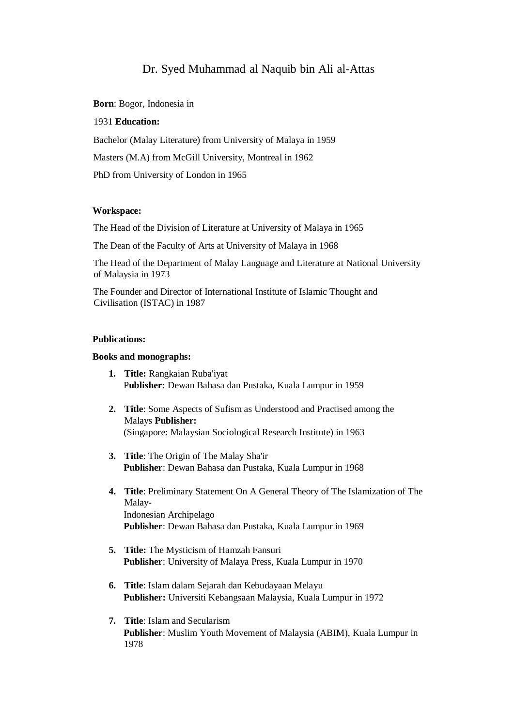# Dr. Syed Muhammad al Naquib bin Ali al-Attas

**Born**: Bogor, Indonesia in

1931 **Education:**

Bachelor (Malay Literature) from University of Malaya in 1959

Masters (M.A) from McGill University, Montreal in 1962

PhD from University of London in 1965

**Workspace:**

The Head of the Division of Literature at University of Malaya in 1965

The Dean of the Faculty of Arts at University of Malaya in 1968

The Head of the Department of Malay Language and Literature at National University of Malaysia in 1973

The Founder and Director of International Institute of Islamic Thought and Civilisation (ISTAC) in 1987

**Publications:**

**Books and monographs:**

1. **Title:** Rangkaian Ruba'iyat
   **Publisher:** Dewan Bahasa dan Pustaka, Kuala Lumpur in 1959

2. **Title**: Some Aspects of Sufism as Understood and Practised among the Malays **Publisher:**
   (Singapore: Malaysian Sociological Research Institute) in 1963

3. **Title**: The Origin of The Malay Sha'ir
   **Publisher**: Dewan Bahasa dan Pustaka, Kuala Lumpur in 1968

4. **Title**: Preliminary Statement On A General Theory of The Islamization of The Malay-
   Indonesian Archipelago
   **Publisher**: Dewan Bahasa dan Pustaka, Kuala Lumpur in 1969

5. **Title:** The Mysticism of Hamzah Fansuri
   **Publisher**: University of Malaya Press, Kuala Lumpur in 1970

6. **Title**: Islam dalam Sejarah dan Kebudayaan Melayu
   **Publisher:** Universiti Kebangsaan Malaysia, Kuala Lumpur in 1972

7. **Title**: Islam and Secularism
   **Publisher**: Muslim Youth Movement of Malaysia (ABIM), Kuala Lumpur in 1978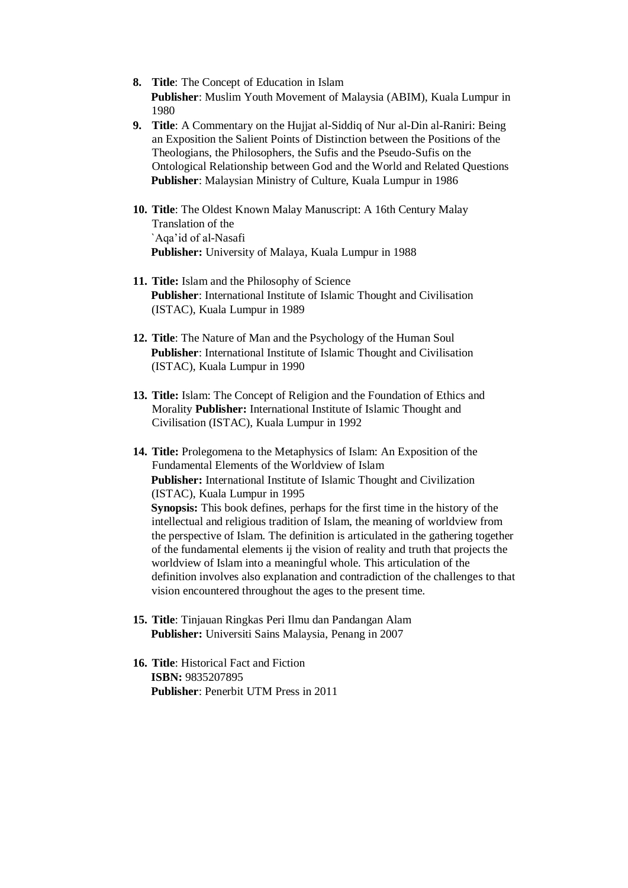8. **Title**: The Concept of Education in Islam
   **Publisher**: Muslim Youth Movement of Malaysia (ABIM), Kuala Lumpur in 1980
9. **Title**: A Commentary on the Hujjat al-Siddiq of Nur al-Din al-Raniri: Being an Exposition the Salient Points of Distinction between the Positions of the Theologians, the Philosophers, the Sufis and the Pseudo-Sufis on the Ontological Relationship between God and the World and Related Questions
   **Publisher**: Malaysian Ministry of Culture, Kuala Lumpur in 1986

10. **Title**: The Oldest Known Malay Manuscript: A 16th Century Malay Translation of the
    `Aqa'id of al-Nasafi
    **Publisher:** University of Malaya, Kuala Lumpur in 1988

11. **Title:** Islam and the Philosophy of Science
    **Publisher**: International Institute of Islamic Thought and Civilisation (ISTAC), Kuala Lumpur in 1989

12. **Title**: The Nature of Man and the Psychology of the Human Soul
    **Publisher**: International Institute of Islamic Thought and Civilisation (ISTAC), Kuala Lumpur in 1990

13. **Title:** Islam: The Concept of Religion and the Foundation of Ethics and Morality **Publisher:** International Institute of Islamic Thought and Civilisation (ISTAC), Kuala Lumpur in 1992

14. **Title:** Prolegomena to the Metaphysics of Islam: An Exposition of the Fundamental Elements of the Worldview of Islam
    **Publisher:** International Institute of Islamic Thought and Civilization (ISTAC), Kuala Lumpur in 1995
    **Synopsis:** This book defines, perhaps for the first time in the history of the intellectual and religious tradition of Islam, the meaning of worldview from the perspective of Islam. The definition is articulated in the gathering together of the fundamental elements ij the vision of reality and truth that projects the worldview of Islam into a meaningful whole. This articulation of the definition involves also explanation and contradiction of the challenges to that vision encountered throughout the ages to the present time.

15. **Title**: Tinjauan Ringkas Peri Ilmu dan Pandangan Alam
    **Publisher:** Universiti Sains Malaysia, Penang in 2007

16. **Title**: Historical Fact and Fiction
    **ISBN:** 9835207895
    **Publisher**: Penerbit UTM Press in 2011